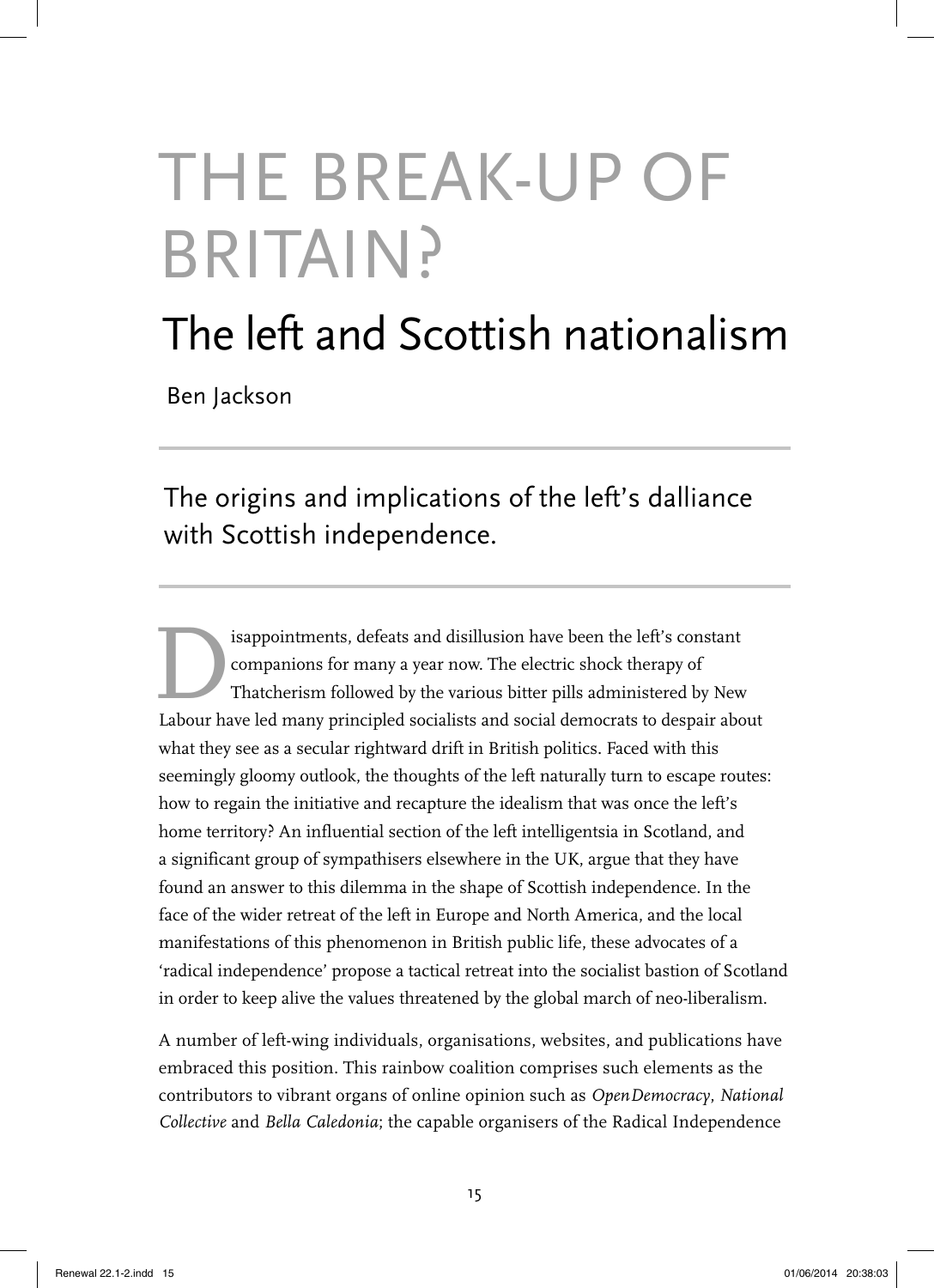# THE BREAK-UP OF BRITAIN?

## The left and Scottish nationalism

Ben Jackson

### The origins and implications of the left's dalliance with Scottish independence.

Disappointments, defeats and disillusion have been the left's constant companions for many a year now. The electric shock therapy of Thatcherism followed by the various bitter pills administered by New Labour have led many principled socialists and social democrats to despair about what they see as a secular rightward drift in British politics. Faced with this seemingly gloomy outlook, the thoughts of the left naturally turn to escape routes: how to regain the initiative and recapture the idealism that was once the left's home territory? An influential section of the left intelligentsia in Scotland, and a significant group of sympathisers elsewhere in the UK, argue that they have found an answer to this dilemma in the shape of Scottish independence. In the face of the wider retreat of the left in Europe and North America, and the local manifestations of this phenomenon in British public life, these advocates of a 'radical independence' propose a tactical retreat into the socialist bastion of Scotland in order to keep alive the values threatened by the global march of neo-liberalism.

A number of left-wing individuals, organisations, websites, and publications have embraced this position. This rainbow coalition comprises such elements as the contributors to vibrant organs of online opinion such as *OpenDemocracy*, *National Collective* and *Bella Caledonia*; the capable organisers of the Radical Independence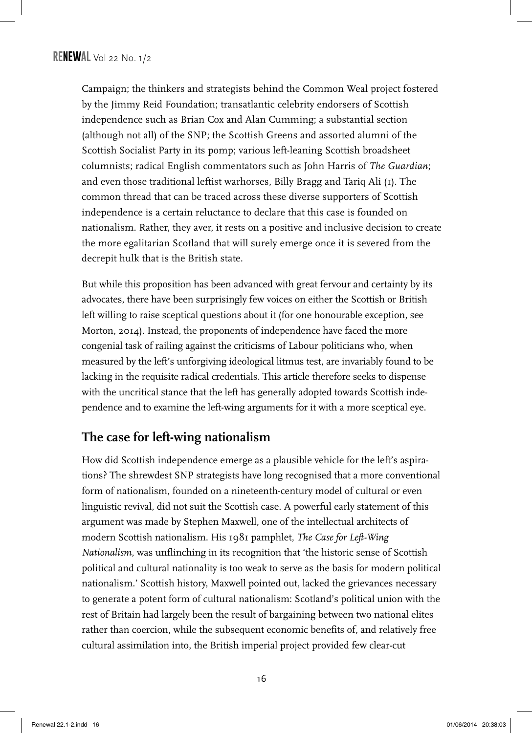Campaign; the thinkers and strategists behind the Common Weal project fostered by the Jimmy Reid Foundation; transatlantic celebrity endorsers of Scottish independence such as Brian Cox and Alan Cumming; a substantial section (although not all) of the SNP; the Scottish Greens and assorted alumni of the Scottish Socialist Party in its pomp; various left-leaning Scottish broadsheet columnists; radical English commentators such as John Harris of *The Guardian*; and even those traditional leftist warhorses, Billy Bragg and Tariq Ali (1). The common thread that can be traced across these diverse supporters of Scottish independence is a certain reluctance to declare that this case is founded on nationalism. Rather, they aver, it rests on a positive and inclusive decision to create the more egalitarian Scotland that will surely emerge once it is severed from the decrepit hulk that is the British state.

But while this proposition has been advanced with great fervour and certainty by its advocates, there have been surprisingly few voices on either the Scottish or British left willing to raise sceptical questions about it (for one honourable exception, see Morton, 2014). Instead, the proponents of independence have faced the more congenial task of railing against the criticisms of Labour politicians who, when measured by the left's unforgiving ideological litmus test, are invariably found to be lacking in the requisite radical credentials. This article therefore seeks to dispense with the uncritical stance that the left has generally adopted towards Scottish independence and to examine the left-wing arguments for it with a more sceptical eye.

## The case for left-wing nationalism

How did Scottish independence emerge as a plausible vehicle for the left's aspirations? The shrewdest SNP strategists have long recognised that a more conventional form of nationalism, founded on a nineteenth-century model of cultural or even linguistic revival, did not suit the Scottish case. A powerful early statement of this argument was made by Stephen Maxwell, one of the intellectual architects of modern Scottish nationalism. His 1981 pamphlet, *The Case for Left-Wing Nationalism*, was unflinching in its recognition that 'the historic sense of Scottish political and cultural nationality is too weak to serve as the basis for modern political nationalism.' Scottish history, Maxwell pointed out, lacked the grievances necessary to generate a potent form of cultural nationalism: Scotland's political union with the rest of Britain had largely been the result of bargaining between two national elites rather than coercion, while the subsequent economic benefits of, and relatively free cultural assimilation into, the British imperial project provided few clear-cut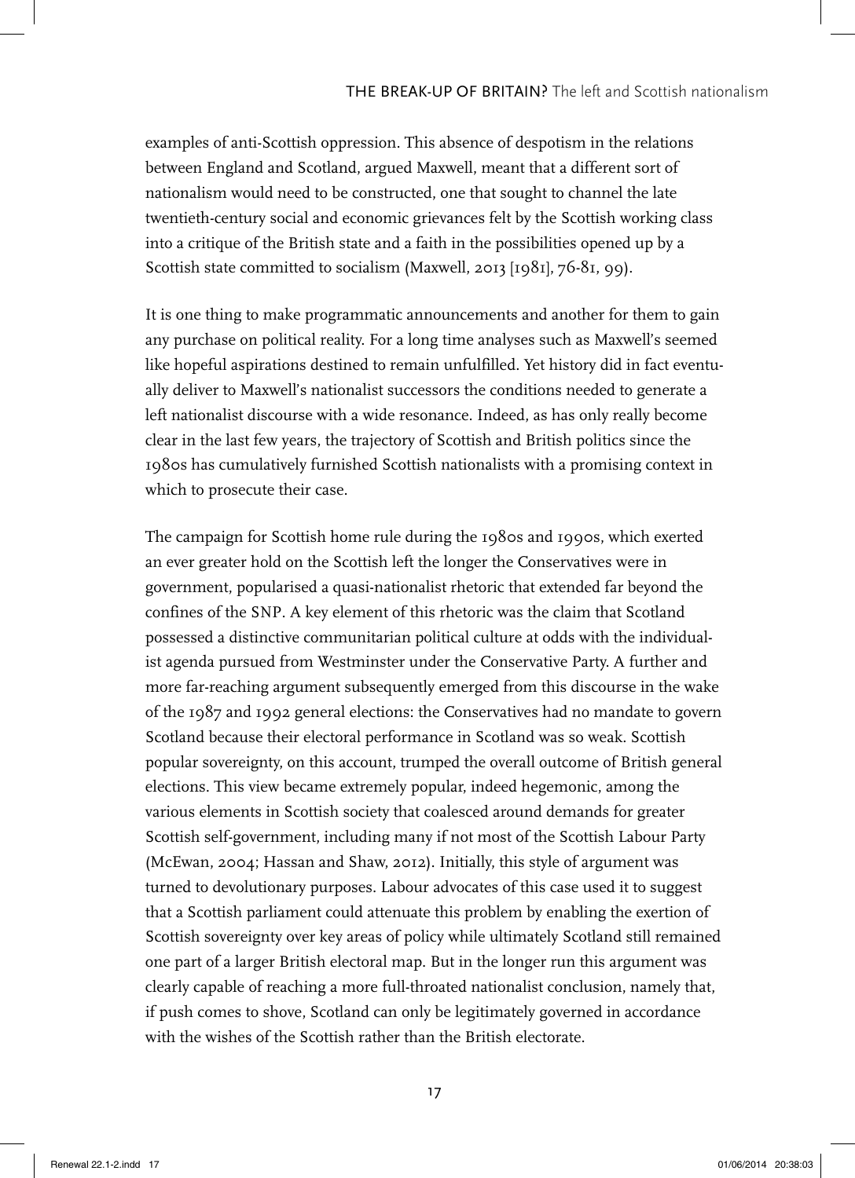examples of anti-Scottish oppression. This absence of despotism in the relations between England and Scotland, argued Maxwell, meant that a different sort of nationalism would need to be constructed, one that sought to channel the late twentieth-century social and economic grievances felt by the Scottish working class into a critique of the British state and a faith in the possibilities opened up by a Scottish state committed to socialism (Maxwell, 2013 [1981], 76-81, 99).

It is one thing to make programmatic announcements and another for them to gain any purchase on political reality. For a long time analyses such as Maxwell's seemed like hopeful aspirations destined to remain unfulfilled. Yet history did in fact eventually deliver to Maxwell's nationalist successors the conditions needed to generate a left nationalist discourse with a wide resonance. Indeed, as has only really become clear in the last few years, the trajectory of Scottish and British politics since the 1980s has cumulatively furnished Scottish nationalists with a promising context in which to prosecute their case.

The campaign for Scottish home rule during the 1980s and 1990s, which exerted an ever greater hold on the Scottish left the longer the Conservatives were in government, popularised a quasi-nationalist rhetoric that extended far beyond the confines of the SNP. A key element of this rhetoric was the claim that Scotland possessed a distinctive communitarian political culture at odds with the individualist agenda pursued from Westminster under the Conservative Party. A further and more far-reaching argument subsequently emerged from this discourse in the wake of the 1987 and 1992 general elections: the Conservatives had no mandate to govern Scotland because their electoral performance in Scotland was so weak. Scottish popular sovereignty, on this account, trumped the overall outcome of British general elections. This view became extremely popular, indeed hegemonic, among the various elements in Scottish society that coalesced around demands for greater Scottish self-government, including many if not most of the Scottish Labour Party (McEwan, 2004; Hassan and Shaw, 2012). Initially, this style of argument was turned to devolutionary purposes. Labour advocates of this case used it to suggest that a Scottish parliament could attenuate this problem by enabling the exertion of Scottish sovereignty over key areas of policy while ultimately Scotland still remained one part of a larger British electoral map. But in the longer run this argument was clearly capable of reaching a more full-throated nationalist conclusion, namely that, if push comes to shove, Scotland can only be legitimately governed in accordance with the wishes of the Scottish rather than the British electorate.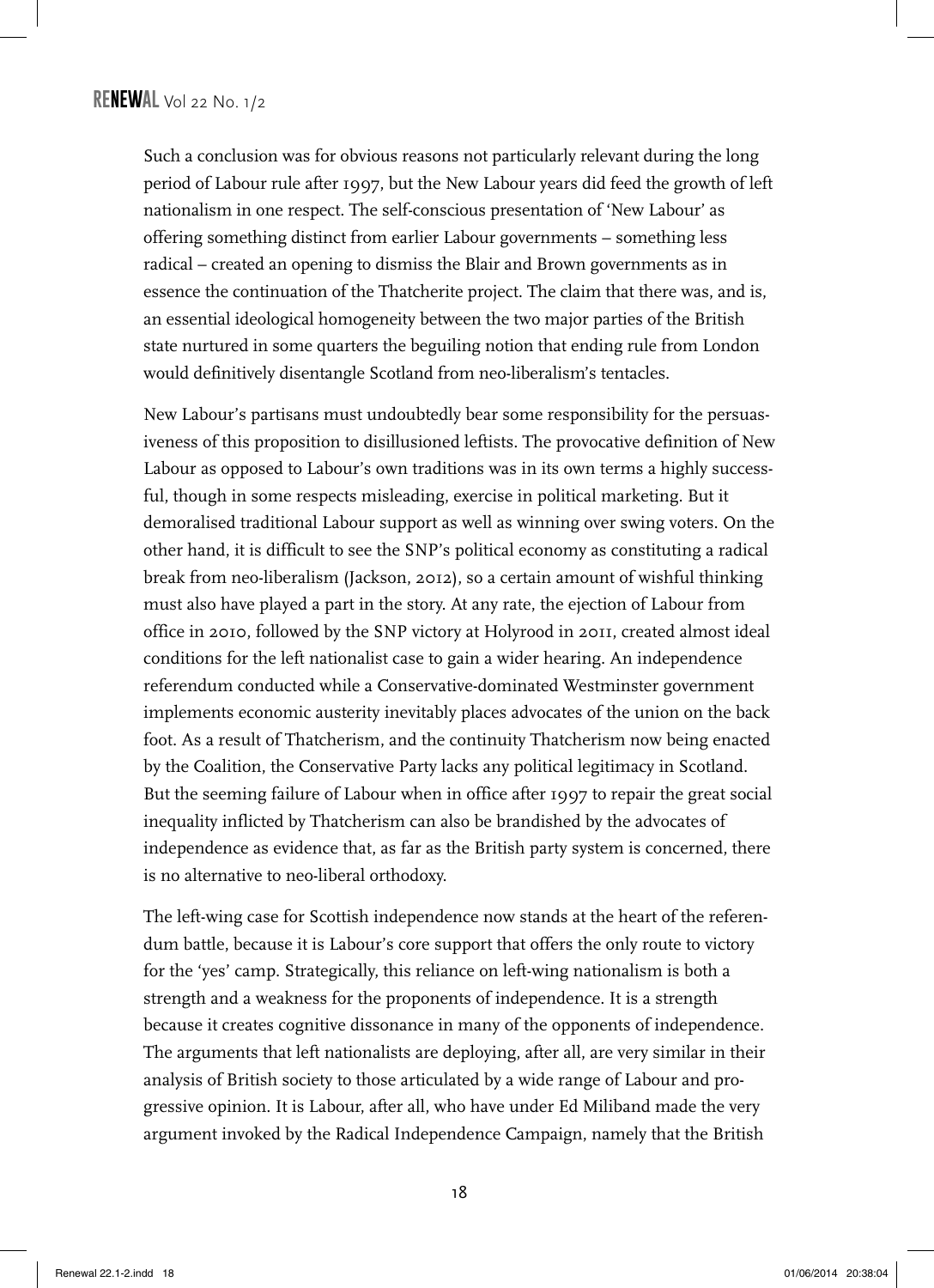Such a conclusion was for obvious reasons not particularly relevant during the long period of Labour rule after 1997, but the New Labour years did feed the growth of left nationalism in one respect. The self-conscious presentation of 'New Labour' as offering something distinct from earlier Labour governments – something less radical – created an opening to dismiss the Blair and Brown governments as in essence the continuation of the Thatcherite project. The claim that there was, and is, an essential ideological homogeneity between the two major parties of the British state nurtured in some quarters the beguiling notion that ending rule from London would definitively disentangle Scotland from neo-liberalism's tentacles.

New Labour's partisans must undoubtedly bear some responsibility for the persuasiveness of this proposition to disillusioned leftists. The provocative definition of New Labour as opposed to Labour's own traditions was in its own terms a highly successful, though in some respects misleading, exercise in political marketing. But it demoralised traditional Labour support as well as winning over swing voters. On the other hand, it is difficult to see the SNP's political economy as constituting a radical break from neo-liberalism (Jackson, 2012), so a certain amount of wishful thinking must also have played a part in the story. At any rate, the ejection of Labour from office in 2010, followed by the SNP victory at Holyrood in 2011, created almost ideal conditions for the left nationalist case to gain a wider hearing. An independence referendum conducted while a Conservative-dominated Westminster government implements economic austerity inevitably places advocates of the union on the back foot. As a result of Thatcherism, and the continuity Thatcherism now being enacted by the Coalition, the Conservative Party lacks any political legitimacy in Scotland. But the seeming failure of Labour when in office after 1997 to repair the great social inequality inflicted by Thatcherism can also be brandished by the advocates of independence as evidence that, as far as the British party system is concerned, there is no alternative to neo-liberal orthodoxy.

The left-wing case for Scottish independence now stands at the heart of the referendum battle, because it is Labour's core support that offers the only route to victory for the 'yes' camp. Strategically, this reliance on left-wing nationalism is both a strength and a weakness for the proponents of independence. It is a strength because it creates cognitive dissonance in many of the opponents of independence. The arguments that left nationalists are deploying, after all, are very similar in their analysis of British society to those articulated by a wide range of Labour and progressive opinion. It is Labour, after all, who have under Ed Miliband made the very argument invoked by the Radical Independence Campaign, namely that the British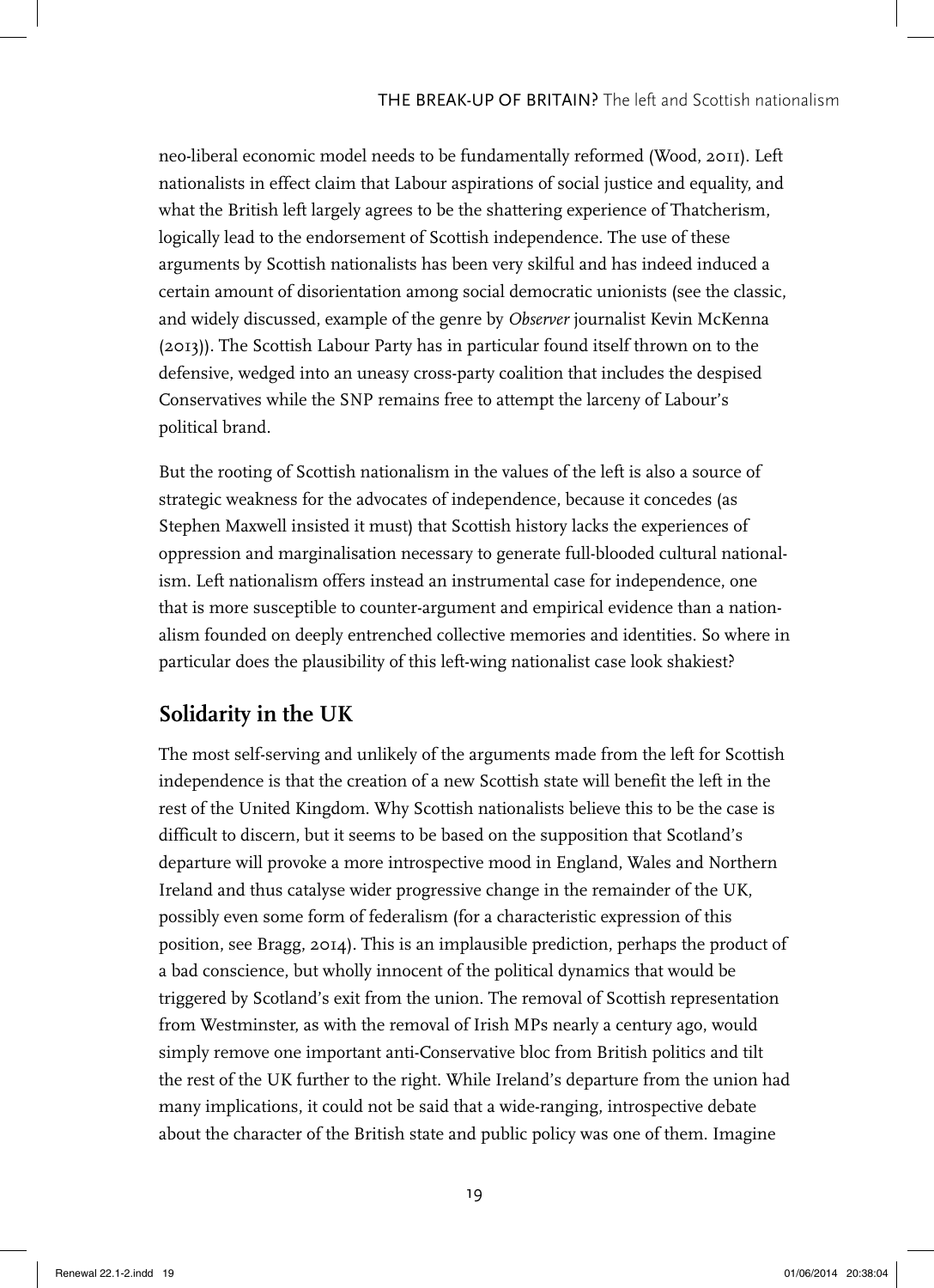neo-liberal economic model needs to be fundamentally reformed (Wood, 2011). Left nationalists in effect claim that Labour aspirations of social justice and equality, and what the British left largely agrees to be the shattering experience of Thatcherism, logically lead to the endorsement of Scottish independence. The use of these arguments by Scottish nationalists has been very skilful and has indeed induced a certain amount of disorientation among social democratic unionists (see the classic, and widely discussed, example of the genre by *Observer* journalist Kevin McKenna (2013)). The Scottish Labour Party has in particular found itself thrown on to the defensive, wedged into an uneasy cross-party coalition that includes the despised Conservatives while the SNP remains free to attempt the larceny of Labour's political brand.

But the rooting of Scottish nationalism in the values of the left is also a source of strategic weakness for the advocates of independence, because it concedes (as Stephen Maxwell insisted it must) that Scottish history lacks the experiences of oppression and marginalisation necessary to generate full-blooded cultural nationalism. Left nationalism offers instead an instrumental case for independence, one that is more susceptible to counter-argument and empirical evidence than a nationalism founded on deeply entrenched collective memories and identities. So where in particular does the plausibility of this left-wing nationalist case look shakiest?

## Solidarity in the UK

The most self-serving and unlikely of the arguments made from the left for Scottish independence is that the creation of a new Scottish state will benefit the left in the rest of the United Kingdom. Why Scottish nationalists believe this to be the case is difficult to discern, but it seems to be based on the supposition that Scotland's departure will provoke a more introspective mood in England, Wales and Northern Ireland and thus catalyse wider progressive change in the remainder of the UK, possibly even some form of federalism (for a characteristic expression of this position, see Bragg, 2014). This is an implausible prediction, perhaps the product of a bad conscience, but wholly innocent of the political dynamics that would be triggered by Scotland's exit from the union. The removal of Scottish representation from Westminster, as with the removal of Irish MPs nearly a century ago, would simply remove one important anti-Conservative bloc from British politics and tilt the rest of the UK further to the right. While Ireland's departure from the union had many implications, it could not be said that a wide-ranging, introspective debate about the character of the British state and public policy was one of them. Imagine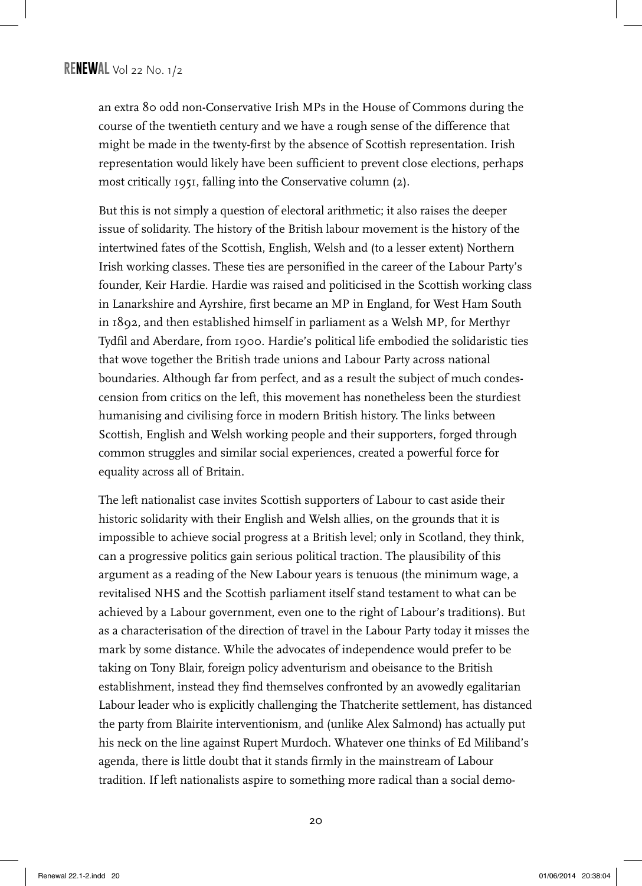an extra 80 odd non-Conservative Irish MPs in the House of Commons during the course of the twentieth century and we have a rough sense of the difference that might be made in the twenty-first by the absence of Scottish representation. Irish representation would likely have been sufficient to prevent close elections, perhaps most critically 1951, falling into the Conservative column (2).

But this is not simply a question of electoral arithmetic; it also raises the deeper issue of solidarity. The history of the British labour movement is the history of the intertwined fates of the Scottish, English, Welsh and (to a lesser extent) Northern Irish working classes. These ties are personified in the career of the Labour Party's founder, Keir Hardie. Hardie was raised and politicised in the Scottish working class in Lanarkshire and Ayrshire, first became an MP in England, for West Ham South in 1892, and then established himself in parliament as a Welsh MP, for Merthyr Tydfil and Aberdare, from 1900. Hardie's political life embodied the solidaristic ties that wove together the British trade unions and Labour Party across national boundaries. Although far from perfect, and as a result the subject of much condescension from critics on the left, this movement has nonetheless been the sturdiest humanising and civilising force in modern British history. The links between Scottish, English and Welsh working people and their supporters, forged through common struggles and similar social experiences, created a powerful force for equality across all of Britain.

The left nationalist case invites Scottish supporters of Labour to cast aside their historic solidarity with their English and Welsh allies, on the grounds that it is impossible to achieve social progress at a British level; only in Scotland, they think, can a progressive politics gain serious political traction. The plausibility of this argument as a reading of the New Labour years is tenuous (the minimum wage, a revitalised NHS and the Scottish parliament itself stand testament to what can be achieved by a Labour government, even one to the right of Labour's traditions). But as a characterisation of the direction of travel in the Labour Party today it misses the mark by some distance. While the advocates of independence would prefer to be taking on Tony Blair, foreign policy adventurism and obeisance to the British establishment, instead they find themselves confronted by an avowedly egalitarian Labour leader who is explicitly challenging the Thatcherite settlement, has distanced the party from Blairite interventionism, and (unlike Alex Salmond) has actually put his neck on the line against Rupert Murdoch. Whatever one thinks of Ed Miliband's agenda, there is little doubt that it stands firmly in the mainstream of Labour tradition. If left nationalists aspire to something more radical than a social demo-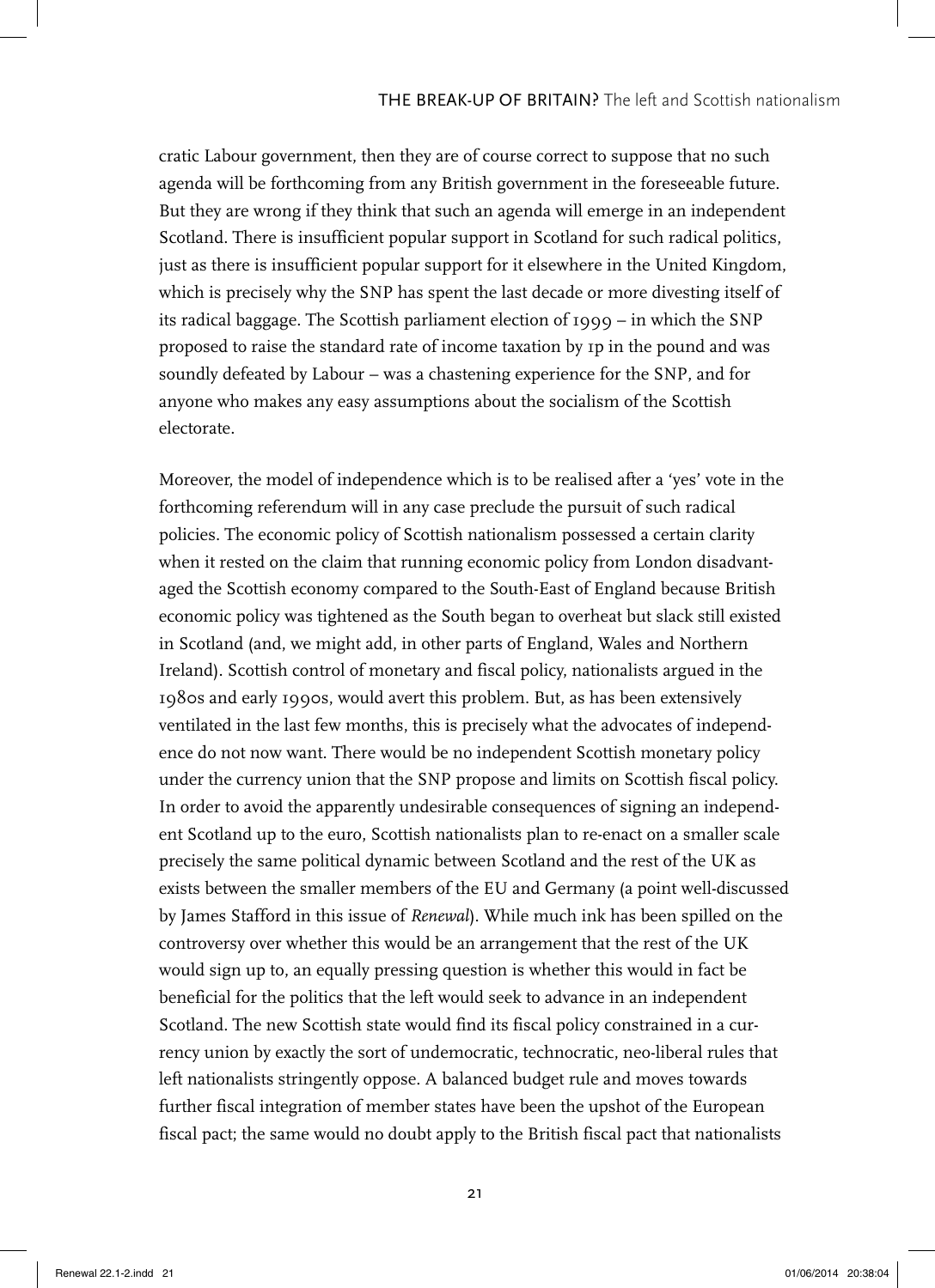cratic Labour government, then they are of course correct to suppose that no such agenda will be forthcoming from any British government in the foreseeable future. But they are wrong if they think that such an agenda will emerge in an independent Scotland. There is insufficient popular support in Scotland for such radical politics, just as there is insufficient popular support for it elsewhere in the United Kingdom, which is precisely why the SNP has spent the last decade or more divesting itself of its radical baggage. The Scottish parliament election of 1999 – in which the SNP proposed to raise the standard rate of income taxation by 1p in the pound and was soundly defeated by Labour – was a chastening experience for the SNP, and for anyone who makes any easy assumptions about the socialism of the Scottish electorate.

Moreover, the model of independence which is to be realised after a 'yes' vote in the forthcoming referendum will in any case preclude the pursuit of such radical policies. The economic policy of Scottish nationalism possessed a certain clarity when it rested on the claim that running economic policy from London disadvantaged the Scottish economy compared to the South-East of England because British economic policy was tightened as the South began to overheat but slack still existed in Scotland (and, we might add, in other parts of England, Wales and Northern Ireland). Scottish control of monetary and fiscal policy, nationalists argued in the 1980s and early 1990s, would avert this problem. But, as has been extensively ventilated in the last few months, this is precisely what the advocates of independence do not now want. There would be no independent Scottish monetary policy under the currency union that the SNP propose and limits on Scottish fiscal policy. In order to avoid the apparently undesirable consequences of signing an independent Scotland up to the euro, Scottish nationalists plan to re-enact on a smaller scale precisely the same political dynamic between Scotland and the rest of the UK as exists between the smaller members of the EU and Germany (a point well-discussed by James Stafford in this issue of *Renewal*). While much ink has been spilled on the controversy over whether this would be an arrangement that the rest of the UK would sign up to, an equally pressing question is whether this would in fact be beneficial for the politics that the left would seek to advance in an independent Scotland. The new Scottish state would find its fiscal policy constrained in a currency union by exactly the sort of undemocratic, technocratic, neo-liberal rules that left nationalists stringently oppose. A balanced budget rule and moves towards further fiscal integration of member states have been the upshot of the European fiscal pact; the same would no doubt apply to the British fiscal pact that nationalists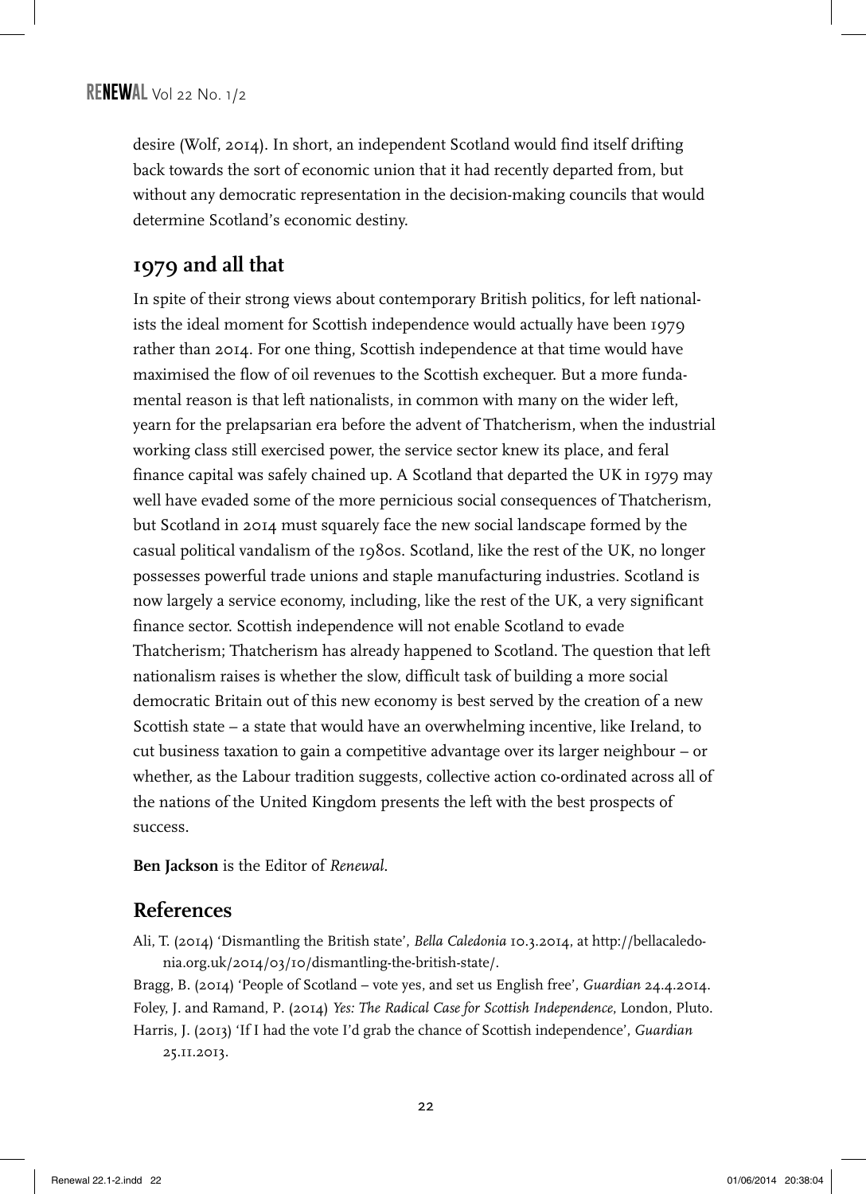desire (Wolf, 2014). In short, an independent Scotland would find itself drifting back towards the sort of economic union that it had recently departed from, but without any democratic representation in the decision-making councils that would determine Scotland's economic destiny.

## 1979 and all that

In spite of their strong views about contemporary British politics, for left nationalists the ideal moment for Scottish independence would actually have been 1979 rather than 2014. For one thing, Scottish independence at that time would have maximised the flow of oil revenues to the Scottish exchequer. But a more fundamental reason is that left nationalists, in common with many on the wider left, yearn for the prelapsarian era before the advent of Thatcherism, when the industrial working class still exercised power, the service sector knew its place, and feral finance capital was safely chained up. A Scotland that departed the UK in 1979 may well have evaded some of the more pernicious social consequences of Thatcherism, but Scotland in 2014 must squarely face the new social landscape formed by the casual political vandalism of the 1980s. Scotland, like the rest of the UK, no longer possesses powerful trade unions and staple manufacturing industries. Scotland is now largely a service economy, including, like the rest of the UK, a very significant finance sector. Scottish independence will not enable Scotland to evade Thatcherism; Thatcherism has already happened to Scotland. The question that left nationalism raises is whether the slow, difficult task of building a more social democratic Britain out of this new economy is best served by the creation of a new Scottish state – a state that would have an overwhelming incentive, like Ireland, to cut business taxation to gain a competitive advantage over its larger neighbour – or whether, as the Labour tradition suggests, collective action co-ordinated across all of the nations of the United Kingdom presents the left with the best prospects of success.

**Ben Jackson** is the Editor of *Renewal*.

## References

Ali, T. (2014) 'Dismantling the British state', *Bella Caledonia* 10.3.2014, at http://bellacaledonia.org.uk/2014/03/10/dismantling-the-british-state/.

Bragg, B. (2014) 'People of Scotland – vote yes, and set us English free', *Guardian* 24.4.2014.

Foley, J. and Ramand, P. (2014) *Yes: The Radical Case for Scottish Independence*, London, Pluto.

Harris, J. (2013) 'If I had the vote I'd grab the chance of Scottish independence', *Guardian* 25.11.2013.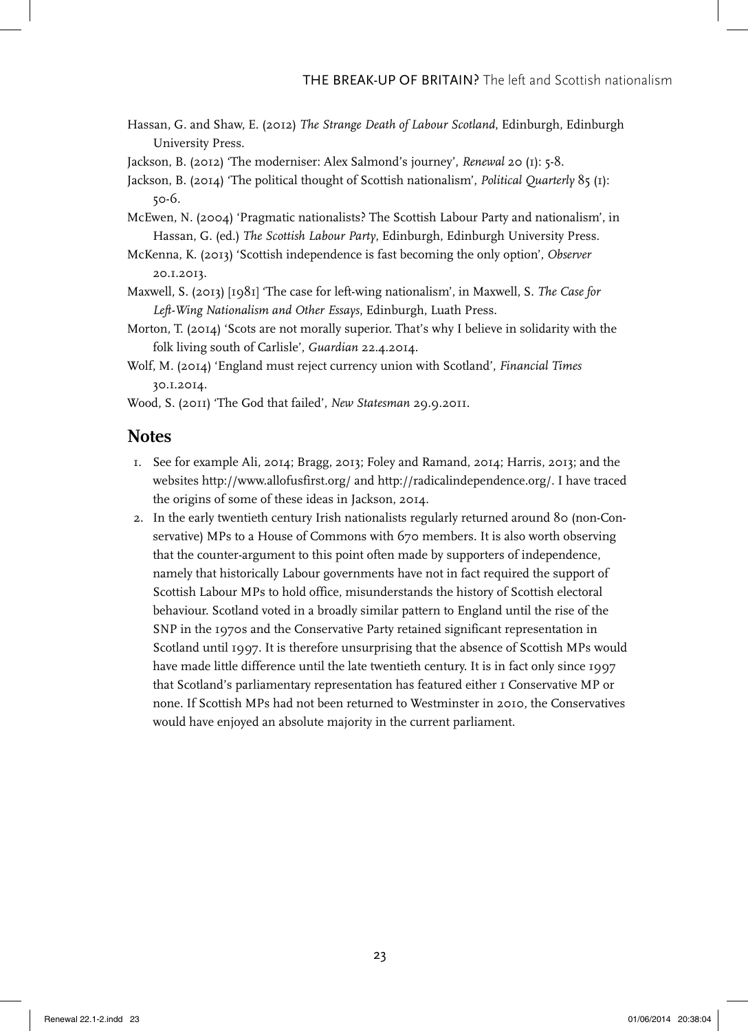Hassan, G. and Shaw, E. (2012) *The Strange Death of Labour Scotland*, Edinburgh, Edinburgh University Press.

Jackson, B. (2012) 'The moderniser: Alex Salmond's journey', *Renewal* 20 (1): 5-8.

Jackson, B. (2014) 'The political thought of Scottish nationalism', *Political Quarterly* 85 (1): 50-6.

McEwen, N. (2004) 'Pragmatic nationalists? The Scottish Labour Party and nationalism', in Hassan, G. (ed.) *The Scottish Labour Party*, Edinburgh, Edinburgh University Press.

McKenna, K. (2013) 'Scottish independence is fast becoming the only option', *Observer* 20.1.2013.

Maxwell, S. (2013) [1981] 'The case for left-wing nationalism', in Maxwell, S. *The Case for Left-Wing Nationalism and Other Essays*, Edinburgh, Luath Press.

Morton, T. (2014) 'Scots are not morally superior. That's why I believe in solidarity with the folk living south of Carlisle', *Guardian* 22.4.2014.

Wolf, M. (2014) 'England must reject currency union with Scotland', *Financial Times* 30.1.2014.

Wood, S. (2011) 'The God that failed', *New Statesman* 29.9.2011.

## Notes

1. See for example Ali, 2014; Bragg, 2013; Foley and Ramand, 2014; Harris, 2013; and the websites http://www.allofusfirst.org/ and http://radicalindependence.org/. I have traced the origins of some of these ideas in Jackson, 2014.
2. In the early twentieth century Irish nationalists regularly returned around 80 (non-Conservative) MPs to a House of Commons with 670 members. It is also worth observing that the counter-argument to this point often made by supporters of independence, namely that historically Labour governments have not in fact required the support of Scottish Labour MPs to hold office, misunderstands the history of Scottish electoral behaviour. Scotland voted in a broadly similar pattern to England until the rise of the SNP in the 1970s and the Conservative Party retained significant representation in Scotland until 1997. It is therefore unsurprising that the absence of Scottish MPs would have made little difference until the late twentieth century. It is in fact only since 1997 that Scotland's parliamentary representation has featured either 1 Conservative MP or none. If Scottish MPs had not been returned to Westminster in 2010, the Conservatives would have enjoyed an absolute majority in the current parliament.